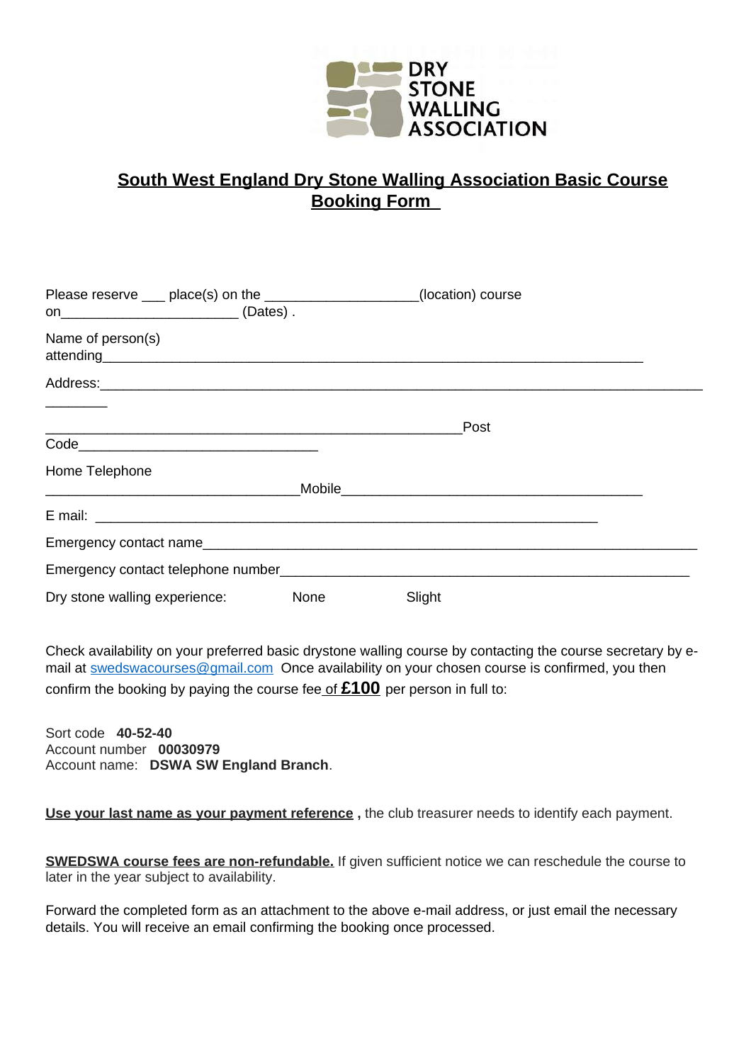DRY STONE WALLING ASSOCIATION

# South West England Dry Stone Walling Association Basic Course Booking Form

Please reserve ___ place(s) on the ____________________(location) course on________________________ (Dates) .

Name of person(s) attending___________________________________________________________________________

Address:______________________________________________________________________________________

________

________________________________________________________Post Code________________________________

Home Telephone __________________________________Mobile________________________________________

E mail: ___________________________________________________________________

Emergency contact name__________________________________________________________________

Emergency contact telephone number_______________________________________________________

Dry stone walling experience: None Slight

Check availability on your preferred basic drystone walling course by contacting the course secretary by e-mail at swedswacourses@gmail.com Once availability on your chosen course is confirmed, you then confirm the booking by paying the course fee of **£100** per person in full to:

Sort code **40-52-40**
Account number **00030979**
Account name: **DSWA SW England Branch**.

**Use your last name as your payment reference ,** the club treasurer needs to identify each payment.

**SWEDSWA course fees are non-refundable.** If given sufficient notice we can reschedule the course to later in the year subject to availability.

Forward the completed form as an attachment to the above e-mail address, or just email the necessary details. You will receive an email confirming the booking once processed.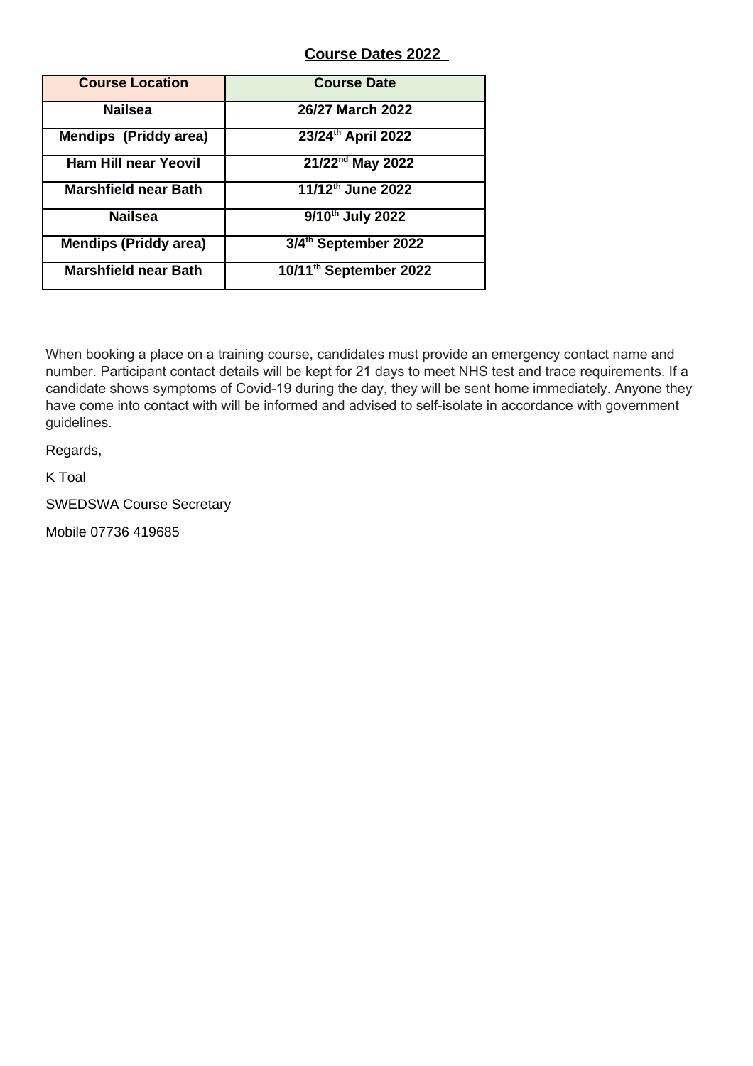**Course Dates 2022**

| Course Location | Course Date |
|---|---|
| Nailsea | 26/27 March 2022 |
| Mendips (Priddy area) | 23/24th April 2022 |
| Ham Hill near Yeovil | 21/22nd May 2022 |
| Marshfield near Bath | 11/12th June 2022 |
| Nailsea | 9/10th July 2022 |
| Mendips (Priddy area) | 3/4th September 2022 |
| Marshfield near Bath | 10/11th September 2022 |

When booking a place on a training course, candidates must provide an emergency contact name and number. Participant contact details will be kept for 21 days to meet NHS test and trace requirements. If a candidate shows symptoms of Covid-19 during the day, they will be sent home immediately. Anyone they have come into contact with will be informed and advised to self-isolate in accordance with government guidelines.

Regards,

K Toal

SWEDSWA Course Secretary

Mobile 07736 419685